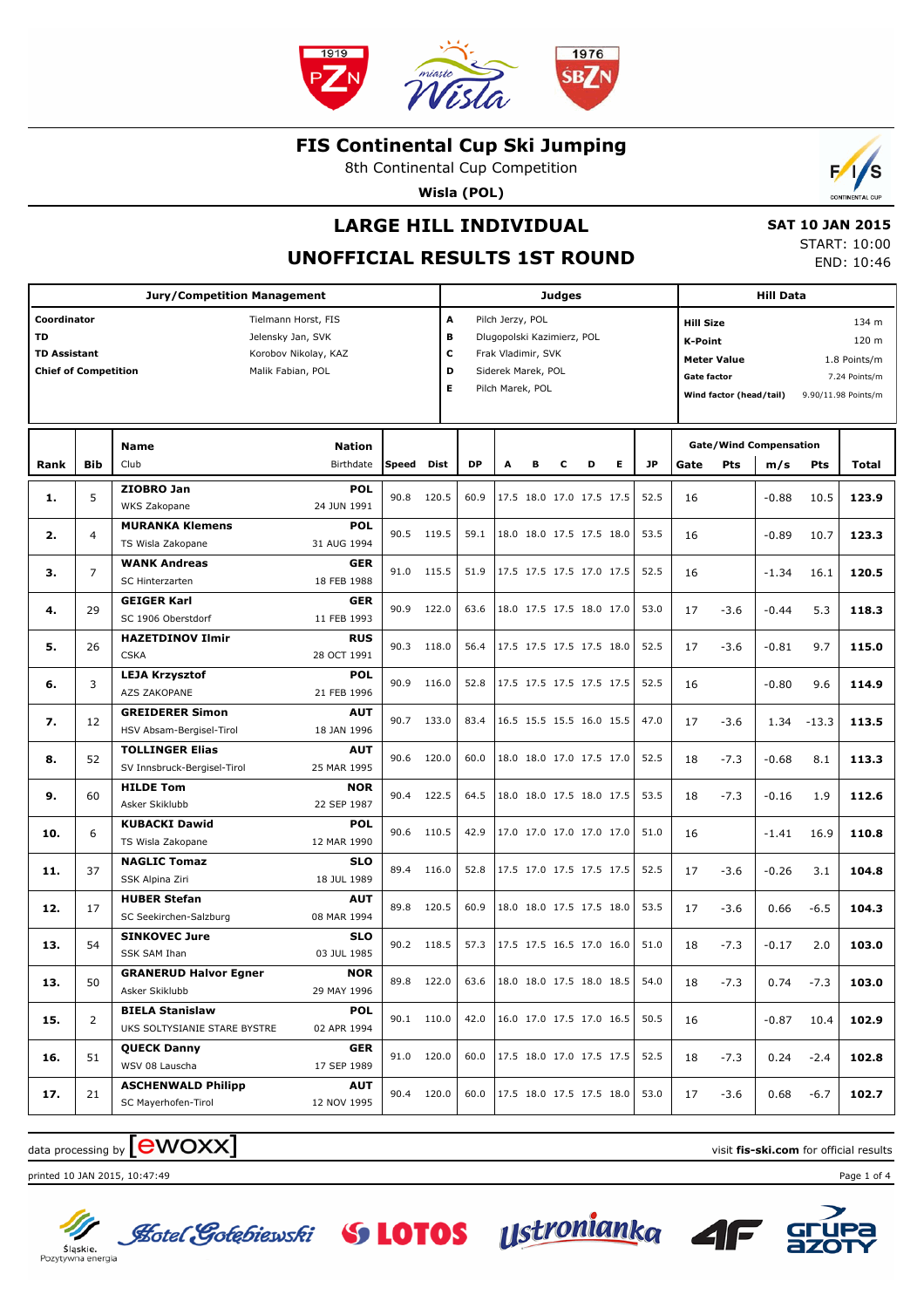# FIS Continental Cup Ski Jumping

8th Continental Cup Competition

**Wisla (POL)**

## LARGE HILL INDIVIDUAL

## UNOFFICIAL RESULTS 1ST ROUND

**SAT 10 JAN 2015**
START: 10:00
END: 10:46

| Jury/Competition Management | | Judges | | Hill Data | |
|---|---|---|---|---|---|
| **Coordinator** | Tielmann Horst, FIS | **A** | Pilch Jerzy, POL | **Hill Size** | 134 m |
| **TD** | Jelensky Jan, SVK | **B** | Dlugopolski Kazimierz, POL | **K-Point** | 120 m |
| **TD Assistant** | Korobov Nikolay, KAZ | **C** | Frak Vladimir, SVK | **Meter Value** | 1.8 Points/m |
| **Chief of Competition** | Malik Fabian, POL | **D** | Siderek Marek, POL | **Gate factor** | 7.24 Points/m |
| | | **E** | Pilch Marek, POL | **Wind factor (head/tail)** | 9.90/11.98 Points/m |

| Rank | Bib | Name / Club | Nation / Birthdate | Speed | Dist | DP | A | B | C | D | E | JP | Gate | Pts | m/s | Pts | Total |
|---|---|---|---|---|---|---|---|---|---|---|---|---|---|---|---|---|---|
| **1.** | 5 | **ZIOBRO Jan** WKS Zakopane | **POL** 24 JUN 1991 | 90.8 | 120.5 | 60.9 | 17.5 | 18.0 | 17.0 | 17.5 | 17.5 | 52.5 | 16 | | -0.88 | 10.5 | **123.9** |
| **2.** | 4 | **MURANKA Klemens** TS Wisla Zakopane | **POL** 31 AUG 1994 | 90.5 | 119.5 | 59.1 | 18.0 | 18.0 | 17.5 | 17.5 | 18.0 | 53.5 | 16 | | -0.89 | 10.7 | **123.3** |
| **3.** | 7 | **WANK Andreas** SC Hinterzarten | **GER** 18 FEB 1988 | 91.0 | 115.5 | 51.9 | 17.5 | 17.5 | 17.5 | 17.0 | 17.5 | 52.5 | 16 | | -1.34 | 16.1 | **120.5** |
| **4.** | 29 | **GEIGER Karl** SC 1906 Oberstdorf | **GER** 11 FEB 1993 | 90.9 | 122.0 | 63.6 | 18.0 | 17.5 | 17.5 | 18.0 | 17.0 | 53.0 | 17 | -3.6 | -0.44 | 5.3 | **118.3** |
| **5.** | 26 | **HAZETDINOV Ilmir** CSKA | **RUS** 28 OCT 1991 | 90.3 | 118.0 | 56.4 | 17.5 | 17.5 | 17.5 | 17.5 | 18.0 | 52.5 | 17 | -3.6 | -0.81 | 9.7 | **115.0** |
| **6.** | 3 | **LEJA Krzysztof** AZS ZAKOPANE | **POL** 21 FEB 1996 | 90.9 | 116.0 | 52.8 | 17.5 | 17.5 | 17.5 | 17.5 | 17.5 | 52.5 | 16 | | -0.80 | 9.6 | **114.9** |
| **7.** | 12 | **GREIDERER Simon** HSV Absam-Bergisel-Tirol | **AUT** 18 JAN 1996 | 90.7 | 133.0 | 83.4 | 16.5 | 15.5 | 15.5 | 16.0 | 15.5 | 47.0 | 17 | -3.6 | 1.34 | -13.3 | **113.5** |
| **8.** | 52 | **TOLLINGER Elias** SV Innsbruck-Bergisel-Tirol | **AUT** 25 MAR 1995 | 90.6 | 120.0 | 60.0 | 18.0 | 18.0 | 17.0 | 17.5 | 17.0 | 52.5 | 18 | -7.3 | -0.68 | 8.1 | **113.3** |
| **9.** | 60 | **HILDE Tom** Asker Skiklubb | **NOR** 22 SEP 1987 | 90.4 | 122.5 | 64.5 | 18.0 | 18.0 | 17.5 | 18.0 | 17.5 | 53.5 | 18 | -7.3 | -0.16 | 1.9 | **112.6** |
| **10.** | 6 | **KUBACKI Dawid** TS Wisla Zakopane | **POL** 12 MAR 1990 | 90.6 | 110.5 | 42.9 | 17.0 | 17.0 | 17.0 | 17.0 | 17.0 | 51.0 | 16 | | -1.41 | 16.9 | **110.8** |
| **11.** | 37 | **NAGLIC Tomaz** SSK Alpina Ziri | **SLO** 18 JUL 1989 | 89.4 | 116.0 | 52.8 | 17.5 | 17.0 | 17.5 | 17.5 | 17.5 | 52.5 | 17 | -3.6 | -0.26 | 3.1 | **104.8** |
| **12.** | 17 | **HUBER Stefan** SC Seekirchen-Salzburg | **AUT** 08 MAR 1994 | 89.8 | 120.5 | 60.9 | 18.0 | 18.0 | 17.5 | 17.5 | 18.0 | 53.5 | 17 | -3.6 | 0.66 | -6.5 | **104.3** |
| **13.** | 54 | **SINKOVEC Jure** SSK SAM Ihan | **SLO** 03 JUL 1985 | 90.2 | 118.5 | 57.3 | 17.5 | 17.5 | 16.5 | 17.0 | 16.0 | 51.0 | 18 | -7.3 | -0.17 | 2.0 | **103.0** |
| **13.** | 50 | **GRANERUD Halvor Egner** Asker Skiklubb | **NOR** 29 MAY 1996 | 89.8 | 122.0 | 63.6 | 18.0 | 18.0 | 17.5 | 18.0 | 18.5 | 54.0 | 18 | -7.3 | 0.74 | -7.3 | **103.0** |
| **15.** | 2 | **BIELA Stanislaw** UKS SOLTYSIANIE STARE BYSTRE | **POL** 02 APR 1994 | 90.1 | 110.0 | 42.0 | 16.0 | 17.0 | 17.5 | 17.0 | 16.5 | 50.5 | 16 | | -0.87 | 10.4 | **102.9** |
| **16.** | 51 | **QUECK Danny** WSV 08 Lauscha | **GER** 17 SEP 1989 | 91.0 | 120.0 | 60.0 | 17.5 | 18.0 | 17.0 | 17.5 | 17.5 | 52.5 | 18 | -7.3 | 0.24 | -2.4 | **102.8** |
| **17.** | 21 | **ASCHENWALD Philipp** SC Mayerhofen-Tirol | **AUT** 12 NOV 1995 | 90.4 | 120.0 | 60.0 | 17.5 | 18.0 | 17.5 | 17.5 | 18.0 | 53.0 | 17 | -3.6 | 0.68 | -6.7 | **102.7** |

data processing by ewoxx

visit **fis-ski.com** for official results

printed 10 JAN 2015, 10:47:49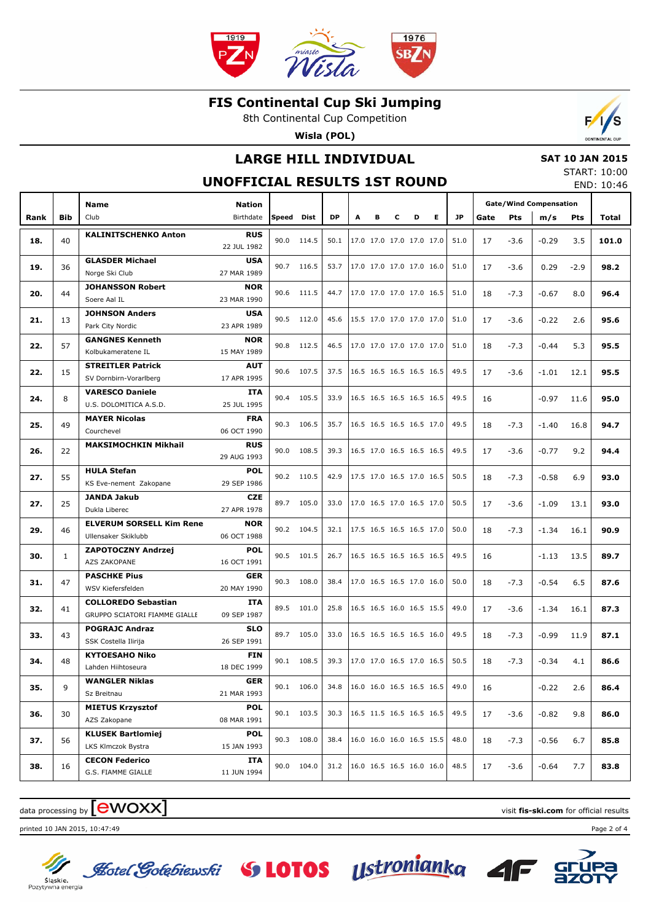# FIS Continental Cup Ski Jumping

8th Continental Cup Competition

**Wisla (POL)**

## LARGE HILL INDIVIDUAL

## UNOFFICIAL RESULTS 1ST ROUND

**SAT 10 JAN 2015**
START: 10:00
END: 10:46

| Rank | Bib | Name / Club | Nation / Birthdate | Speed | Dist | DP | A | B | C | D | E | JP | Gate | Pts | m/s | Pts | Total |
|---|---|---|---|---|---|---|---|---|---|---|---|---|---|---|---|---|---|
| | | | | | | | | | | | | | Gate/Wind Compensation | | | | |
| 18. | 40 | **KALINITSCHENKO Anton** | **RUS** 22 JUL 1982 | 90.0 | 114.5 | 50.1 | 17.0 | 17.0 | 17.0 | 17.0 | 17.0 | 51.0 | 17 | -3.6 | -0.29 | 3.5 | **101.0** |
| 19. | 36 | **GLASDER Michael** Norge Ski Club | **USA** 27 MAR 1989 | 90.7 | 116.5 | 53.7 | 17.0 | 17.0 | 17.0 | 17.0 | 16.0 | 51.0 | 17 | -3.6 | 0.29 | -2.9 | **98.2** |
| 20. | 44 | **JOHANSSON Robert** Soere Aal IL | **NOR** 23 MAR 1990 | 90.6 | 111.5 | 44.7 | 17.0 | 17.0 | 17.0 | 17.0 | 16.5 | 51.0 | 18 | -7.3 | -0.67 | 8.0 | **96.4** |
| 21. | 13 | **JOHNSON Anders** Park City Nordic | **USA** 23 APR 1989 | 90.5 | 112.0 | 45.6 | 15.5 | 17.0 | 17.0 | 17.0 | 17.0 | 51.0 | 17 | -3.6 | -0.22 | 2.6 | **95.6** |
| 22. | 57 | **GANGNES Kenneth** Kolbukameratene IL | **NOR** 15 MAY 1989 | 90.8 | 112.5 | 46.5 | 17.0 | 17.0 | 17.0 | 17.0 | 17.0 | 51.0 | 18 | -7.3 | -0.44 | 5.3 | **95.5** |
| 22. | 15 | **STREITLER Patrick** SV Dornbirn-Vorarlberg | **AUT** 17 APR 1995 | 90.6 | 107.5 | 37.5 | 16.5 | 16.5 | 16.5 | 16.5 | 16.5 | 49.5 | 17 | -3.6 | -1.01 | 12.1 | **95.5** |
| 24. | 8 | **VARESCO Daniele** U.S. DOLOMITICA A.S.D. | **ITA** 25 JUL 1995 | 90.4 | 105.5 | 33.9 | 16.5 | 16.5 | 16.5 | 16.5 | 16.5 | 49.5 | 16 | | -0.97 | 11.6 | **95.0** |
| 25. | 49 | **MAYER Nicolas** Courchevel | **FRA** 06 OCT 1990 | 90.3 | 106.5 | 35.7 | 16.5 | 16.5 | 16.5 | 16.5 | 17.0 | 49.5 | 18 | -7.3 | -1.40 | 16.8 | **94.7** |
| 26. | 22 | **MAKSIMOCHKIN Mikhail** | **RUS** 29 AUG 1993 | 90.0 | 108.5 | 39.3 | 16.5 | 17.0 | 16.5 | 16.5 | 16.5 | 49.5 | 17 | -3.6 | -0.77 | 9.2 | **94.4** |
| 27. | 55 | **HULA Stefan** KS Eve-nement Zakopane | **POL** 29 SEP 1986 | 90.2 | 110.5 | 42.9 | 17.5 | 17.0 | 16.5 | 17.0 | 16.5 | 50.5 | 18 | -7.3 | -0.58 | 6.9 | **93.0** |
| 27. | 25 | **JANDA Jakub** Dukla Liberec | **CZE** 27 APR 1978 | 89.7 | 105.0 | 33.0 | 17.0 | 16.5 | 17.0 | 16.5 | 17.0 | 50.5 | 17 | -3.6 | -1.09 | 13.1 | **93.0** |
| 29. | 46 | **ELVERUM SORSELL Kim Rene** Ullensaker Skiklubb | **NOR** 06 OCT 1988 | 90.2 | 104.5 | 32.1 | 17.5 | 16.5 | 16.5 | 16.5 | 17.0 | 50.0 | 18 | -7.3 | -1.34 | 16.1 | **90.9** |
| 30. | 1 | **ZAPOTOCZNY Andrzej** AZS ZAKOPANE | **POL** 16 OCT 1991 | 90.5 | 101.5 | 26.7 | 16.5 | 16.5 | 16.5 | 16.5 | 16.5 | 49.5 | 16 | | -1.13 | 13.5 | **89.7** |
| 31. | 47 | **PASCHKE Pius** WSV Kiefersfelden | **GER** 20 MAY 1990 | 90.3 | 108.0 | 38.4 | 17.0 | 16.5 | 16.5 | 17.0 | 16.0 | 50.0 | 18 | -7.3 | -0.54 | 6.5 | **87.6** |
| 32. | 41 | **COLLOREDO Sebastian** GRUPPO SCIATORI FIAMME GIALLE | **ITA** 09 SEP 1987 | 89.5 | 101.0 | 25.8 | 16.5 | 16.5 | 16.0 | 16.5 | 15.5 | 49.0 | 17 | -3.6 | -1.34 | 16.1 | **87.3** |
| 33. | 43 | **POGRAJC Andraz** SSK Costella Ilirija | **SLO** 26 SEP 1991 | 89.7 | 105.0 | 33.0 | 16.5 | 16.5 | 16.5 | 16.5 | 16.0 | 49.5 | 18 | -7.3 | -0.99 | 11.9 | **87.1** |
| 34. | 48 | **KYTOESAHO Niko** Lahden Hiihtoseura | **FIN** 18 DEC 1999 | 90.1 | 108.5 | 39.3 | 17.0 | 17.0 | 16.5 | 17.0 | 16.5 | 50.5 | 18 | -7.3 | -0.34 | 4.1 | **86.6** |
| 35. | 9 | **WANGLER Niklas** Sz Breitnau | **GER** 21 MAR 1993 | 90.1 | 106.0 | 34.8 | 16.0 | 16.0 | 16.5 | 16.5 | 16.5 | 49.0 | 16 | | -0.22 | 2.6 | **86.4** |
| 36. | 30 | **MIETUS Krzysztof** AZS Zakopane | **POL** 08 MAR 1991 | 90.1 | 103.5 | 30.3 | 16.5 | 11.5 | 16.5 | 16.5 | 16.5 | 49.5 | 17 | -3.6 | -0.82 | 9.8 | **86.0** |
| 37. | 56 | **KLUSEK Bartlomiej** LKS Klmczok Bystra | **POL** 15 JAN 1993 | 90.3 | 108.0 | 38.4 | 16.0 | 16.0 | 16.0 | 16.5 | 15.5 | 48.0 | 18 | -7.3 | -0.56 | 6.7 | **85.8** |
| 38. | 16 | **CECON Federico** G.S. FIAMME GIALLE | **ITA** 11 JUN 1994 | 90.0 | 104.0 | 31.2 | 16.0 | 16.5 | 16.5 | 16.0 | 16.0 | 48.5 | 17 | -3.6 | -0.64 | 7.7 | **83.8** |

data processing by ewoxx — visit **fis-ski.com** for official results

printed 10 JAN 2015, 10:47:49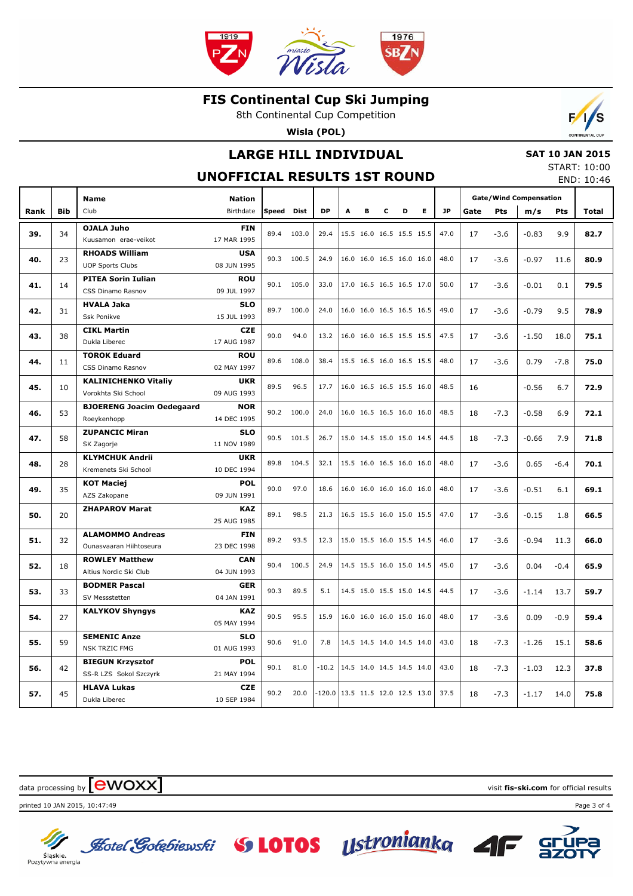# FIS Continental Cup Ski Jumping

8th Continental Cup Competition

**Wisla (POL)**

## LARGE HILL INDIVIDUAL

## UNOFFICIAL RESULTS 1ST ROUND

**SAT 10 JAN 2015**
START: 10:00
END: 10:46

| Rank | Bib | Name / Club | Nation / Birthdate | Speed | Dist | DP | A | B | C | D | E | JP | Gate | Pts | m/s | Pts | Total |
|---|---|---|---|---|---|---|---|---|---|---|---|---|---|---|---|---|---|
| | | | | | | | | | | | | | Gate/Wind Compensation | | | | |
| 39. | 34 | **OJALA Juho** Kuusamon erae-veikot | **FIN** 17 MAR 1995 | 89.4 | 103.0 | 29.4 | 15.5 | 16.0 | 16.5 | 15.5 | 15.5 | 47.0 | 17 | -3.6 | -0.83 | 9.9 | **82.7** |
| 40. | 23 | **RHOADS William** UOP Sports Clubs | **USA** 08 JUN 1995 | 90.3 | 100.5 | 24.9 | 16.0 | 16.0 | 16.5 | 16.0 | 16.0 | 48.0 | 17 | -3.6 | -0.97 | 11.6 | **80.9** |
| 41. | 14 | **PITEA Sorin Iulian** CSS Dinamo Rasnov | **ROU** 09 JUL 1997 | 90.1 | 105.0 | 33.0 | 17.0 | 16.5 | 16.5 | 16.5 | 17.0 | 50.0 | 17 | -3.6 | -0.01 | 0.1 | **79.5** |
| 42. | 31 | **HVALA Jaka** Ssk Ponikve | **SLO** 15 JUL 1993 | 89.7 | 100.0 | 24.0 | 16.0 | 16.0 | 16.5 | 16.5 | 16.5 | 49.0 | 17 | -3.6 | -0.79 | 9.5 | **78.9** |
| 43. | 38 | **CIKL Martin** Dukla Liberec | **CZE** 17 AUG 1987 | 90.0 | 94.0 | 13.2 | 16.0 | 16.0 | 16.5 | 15.5 | 15.5 | 47.5 | 17 | -3.6 | -1.50 | 18.0 | **75.1** |
| 44. | 11 | **TOROK Eduard** CSS Dinamo Rasnov | **ROU** 02 MAY 1997 | 89.6 | 108.0 | 38.4 | 15.5 | 16.5 | 16.0 | 16.5 | 15.5 | 48.0 | 17 | -3.6 | 0.79 | -7.8 | **75.0** |
| 45. | 10 | **KALINICHENKO Vitaliy** Vorokhta Ski School | **UKR** 09 AUG 1993 | 89.5 | 96.5 | 17.7 | 16.0 | 16.5 | 16.5 | 15.5 | 16.0 | 48.5 | 16 | | -0.56 | 6.7 | **72.9** |
| 46. | 53 | **BJOERENG Joacim Oedegaard** Roeykenhopp | **NOR** 14 DEC 1995 | 90.2 | 100.0 | 24.0 | 16.0 | 16.5 | 16.5 | 16.0 | 16.0 | 48.5 | 18 | -7.3 | -0.58 | 6.9 | **72.1** |
| 47. | 58 | **ZUPANCIC Miran** SK Zagorje | **SLO** 11 NOV 1989 | 90.5 | 101.5 | 26.7 | 15.0 | 14.5 | 15.0 | 15.0 | 14.5 | 44.5 | 18 | -7.3 | -0.66 | 7.9 | **71.8** |
| 48. | 28 | **KLYMCHUK Andrii** Kremenets Ski School | **UKR** 10 DEC 1994 | 89.8 | 104.5 | 32.1 | 15.5 | 16.0 | 16.5 | 16.0 | 16.0 | 48.0 | 17 | -3.6 | 0.65 | -6.4 | **70.1** |
| 49. | 35 | **KOT Maciej** AZS Zakopane | **POL** 09 JUN 1991 | 90.0 | 97.0 | 18.6 | 16.0 | 16.0 | 16.0 | 16.0 | 16.0 | 48.0 | 17 | -3.6 | -0.51 | 6.1 | **69.1** |
| 50. | 20 | **ZHAPAROV Marat** | **KAZ** 25 AUG 1985 | 89.1 | 98.5 | 21.3 | 16.5 | 15.5 | 16.0 | 15.0 | 15.5 | 47.0 | 17 | -3.6 | -0.15 | 1.8 | **66.5** |
| 51. | 32 | **ALAMOMMO Andreas** Ounasvaaran Hiihtoseura | **FIN** 23 DEC 1998 | 89.2 | 93.5 | 12.3 | 15.0 | 15.5 | 16.0 | 15.5 | 14.5 | 46.0 | 17 | -3.6 | -0.94 | 11.3 | **66.0** |
| 52. | 18 | **ROWLEY Matthew** Altius Nordic Ski Club | **CAN** 04 JUN 1993 | 90.4 | 100.5 | 24.9 | 14.5 | 15.5 | 16.0 | 15.0 | 14.5 | 45.0 | 17 | -3.6 | 0.04 | -0.4 | **65.9** |
| 53. | 33 | **BODMER Pascal** SV Messstetten | **GER** 04 JAN 1991 | 90.3 | 89.5 | 5.1 | 14.5 | 15.0 | 15.5 | 15.0 | 14.5 | 44.5 | 17 | -3.6 | -1.14 | 13.7 | **59.7** |
| 54. | 27 | **KALYKOV Shyngys** | **KAZ** 05 MAY 1994 | 90.5 | 95.5 | 15.9 | 16.0 | 16.0 | 16.0 | 15.0 | 16.0 | 48.0 | 17 | -3.6 | 0.09 | -0.9 | **59.4** |
| 55. | 59 | **SEMENIC Anze** NSK TRZIC FMG | **SLO** 01 AUG 1993 | 90.6 | 91.0 | 7.8 | 14.5 | 14.5 | 14.0 | 14.5 | 14.0 | 43.0 | 18 | -7.3 | -1.26 | 15.1 | **58.6** |
| 56. | 42 | **BIEGUN Krzysztof** SS-R LZS Sokol Szczyrk | **POL** 21 MAY 1994 | 90.1 | 81.0 | -10.2 | 14.5 | 14.0 | 14.5 | 14.5 | 14.0 | 43.0 | 18 | -7.3 | -1.03 | 12.3 | **37.8** |
| 57. | 45 | **HLAVA Lukas** Dukla Liberec | **CZE** 10 SEP 1984 | 90.2 | 20.0 | -120.0 | 13.5 | 11.5 | 12.0 | 12.5 | 13.0 | 37.5 | 18 | -7.3 | -1.17 | 14.0 | **75.8** |

data processing by ewoxx

visit **fis-ski.com** for official results

printed 10 JAN 2015, 10:47:49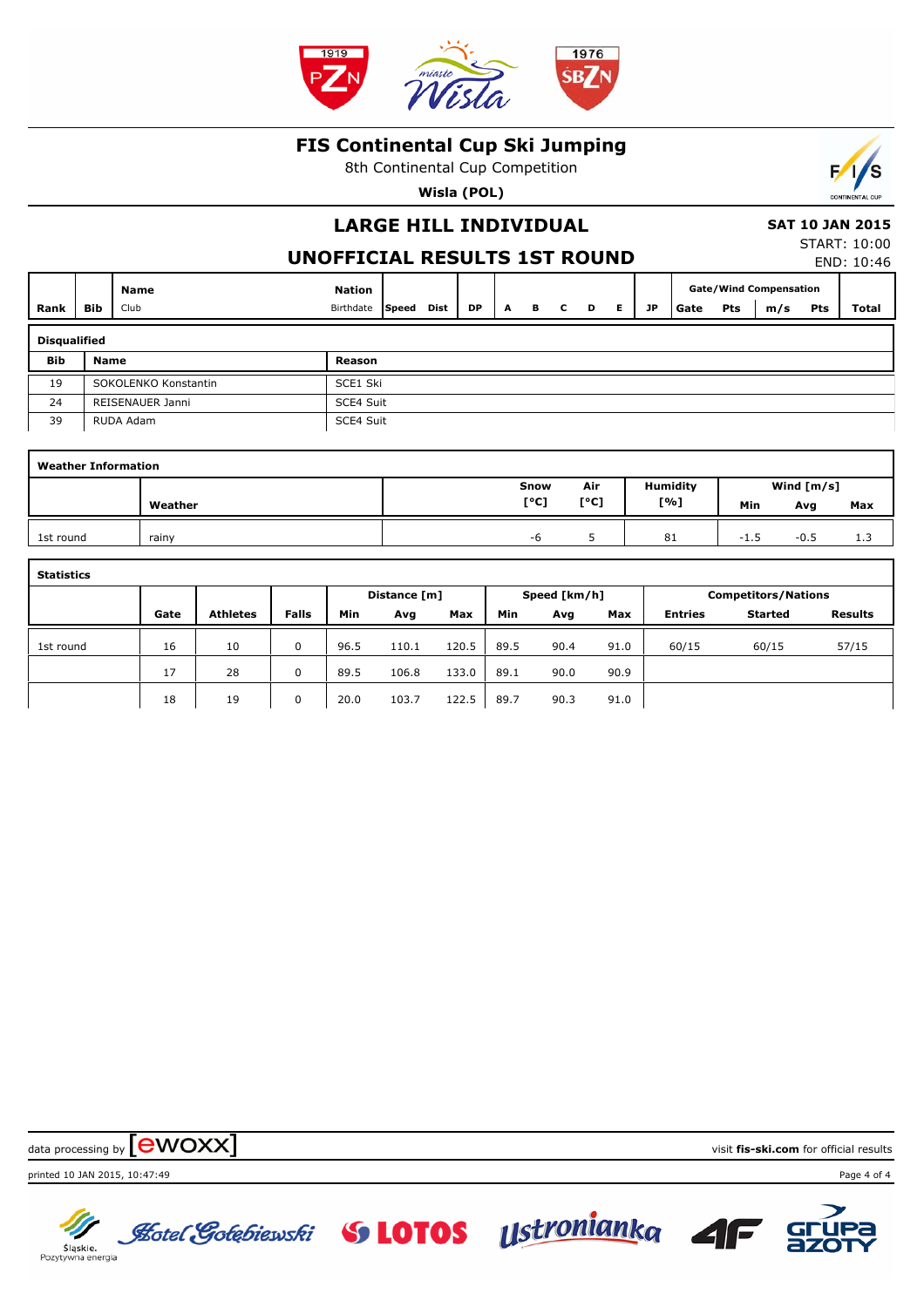# FIS Continental Cup Ski Jumping

8th Continental Cup Competition

**Wisla (POL)**

## LARGE HILL INDIVIDUAL

**SAT 10 JAN 2015**

START: 10:00

END: 10:46

## UNOFFICIAL RESULTS 1ST ROUND

| Rank | Bib | Name<br>Club | Nation<br>Birthdate | Speed | Dist | DP | A | B | C | D | E | JP | Gate/Wind Compensation Gate | Pts | m/s | Pts | Total |
|---|---|---|---|---|---|---|---|---|---|---|---|---|---|---|---|---|---|

**Disqualified**

| Bib | Name | Reason |
|---|---|---|
| 19 | SOKOLENKO Konstantin | SCE1 Ski |
| 24 | REISENAUER Janni | SCE4 Suit |
| 39 | RUDA Adam | SCE4 Suit |

**Weather Information**

| | Weather | Snow [°C] | Air [°C] | Humidity [%] | Wind [m/s] Min | Avg | Max |
|---|---|---|---|---|---|---|---|
| 1st round | rainy | -6 | 5 | 81 | -1.5 | -0.5 | 1.3 |

**Statistics**

| | Gate | Athletes | Falls | Distance [m] Min | Avg | Max | Speed [km/h] Min | Avg | Max | Competitors/Nations Entries | Started | Results |
|---|---|---|---|---|---|---|---|---|---|---|---|---|
| 1st round | 16 | 10 | 0 | 96.5 | 110.1 | 120.5 | 89.5 | 90.4 | 91.0 | 60/15 | 60/15 | 57/15 |
| | 17 | 28 | 0 | 89.5 | 106.8 | 133.0 | 89.1 | 90.0 | 90.9 | | | |
| | 18 | 19 | 0 | 20.0 | 103.7 | 122.5 | 89.7 | 90.3 | 91.0 | | | |

data processing by ewoxx

visit **fis-ski.com** for official results

printed 10 JAN 2015, 10:47:49